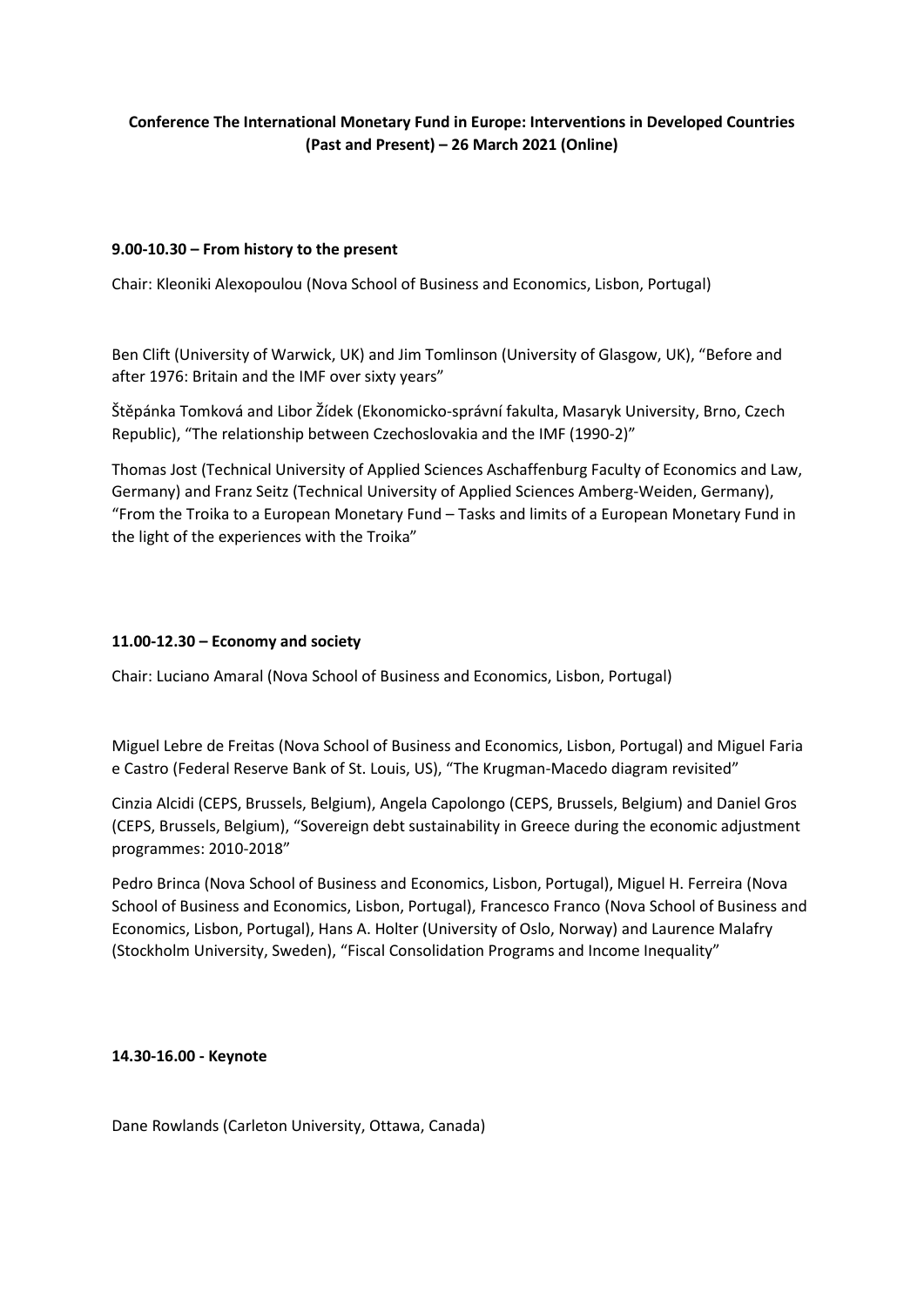**Conference The International Monetary Fund in Europe: Interventions in Developed Countries (Past and Present) – 26 March 2021 (Online)**

**9.00-10.30 – From history to the present**

Chair: Kleoniki Alexopoulou (Nova School of Business and Economics, Lisbon, Portugal)

Ben Clift (University of Warwick, UK) and Jim Tomlinson (University of Glasgow, UK), "Before and after 1976: Britain and the IMF over sixty years"

Štěpánka Tomková and Libor Žídek (Ekonomicko-správní fakulta, Masaryk University, Brno, Czech Republic), "The relationship between Czechoslovakia and the IMF (1990-2)"

Thomas Jost (Technical University of Applied Sciences Aschaffenburg Faculty of Economics and Law, Germany) and Franz Seitz (Technical University of Applied Sciences Amberg-Weiden, Germany), "From the Troika to a European Monetary Fund – Tasks and limits of a European Monetary Fund in the light of the experiences with the Troika"

**11.00-12.30 – Economy and society**

Chair: Luciano Amaral (Nova School of Business and Economics, Lisbon, Portugal)

Miguel Lebre de Freitas (Nova School of Business and Economics, Lisbon, Portugal) and Miguel Faria e Castro (Federal Reserve Bank of St. Louis, US), "The Krugman-Macedo diagram revisited"

Cinzia Alcidi (CEPS, Brussels, Belgium), Angela Capolongo (CEPS, Brussels, Belgium) and Daniel Gros (CEPS, Brussels, Belgium), "Sovereign debt sustainability in Greece during the economic adjustment programmes: 2010-2018"

Pedro Brinca (Nova School of Business and Economics, Lisbon, Portugal), Miguel H. Ferreira (Nova School of Business and Economics, Lisbon, Portugal), Francesco Franco (Nova School of Business and Economics, Lisbon, Portugal), Hans A. Holter (University of Oslo, Norway) and Laurence Malafry (Stockholm University, Sweden), "Fiscal Consolidation Programs and Income Inequality"

**14.30-16.00 - Keynote**

Dane Rowlands (Carleton University, Ottawa, Canada)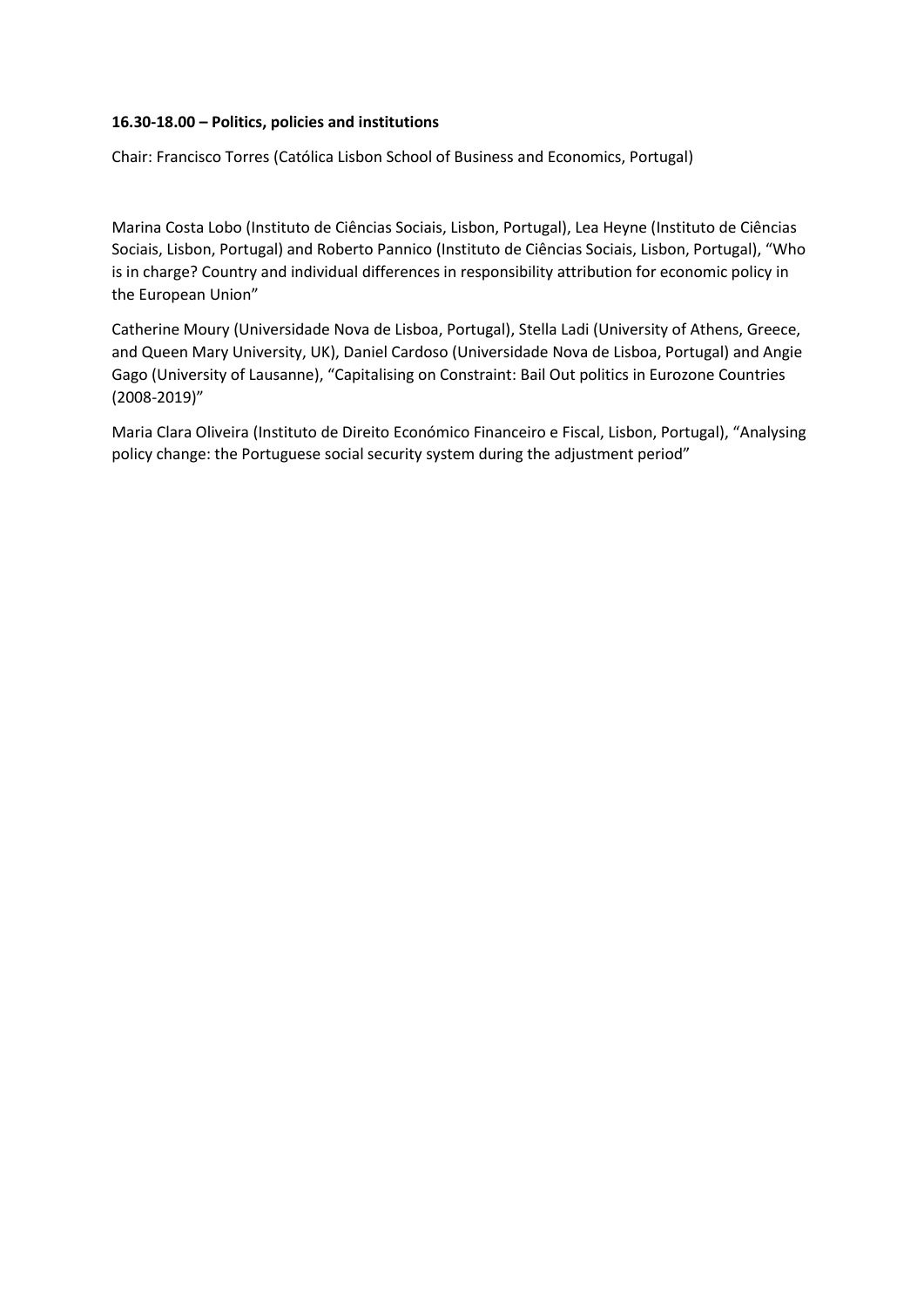**16.30-18.00 – Politics, policies and institutions**

Chair: Francisco Torres (Católica Lisbon School of Business and Economics, Portugal)

Marina Costa Lobo (Instituto de Ciências Sociais, Lisbon, Portugal), Lea Heyne (Instituto de Ciências Sociais, Lisbon, Portugal) and Roberto Pannico (Instituto de Ciências Sociais, Lisbon, Portugal), "Who is in charge? Country and individual differences in responsibility attribution for economic policy in the European Union"

Catherine Moury (Universidade Nova de Lisboa, Portugal), Stella Ladi (University of Athens, Greece, and Queen Mary University, UK), Daniel Cardoso (Universidade Nova de Lisboa, Portugal) and Angie Gago (University of Lausanne), "Capitalising on Constraint: Bail Out politics in Eurozone Countries (2008-2019)"

Maria Clara Oliveira (Instituto de Direito Económico Financeiro e Fiscal, Lisbon, Portugal), "Analysing policy change: the Portuguese social security system during the adjustment period"